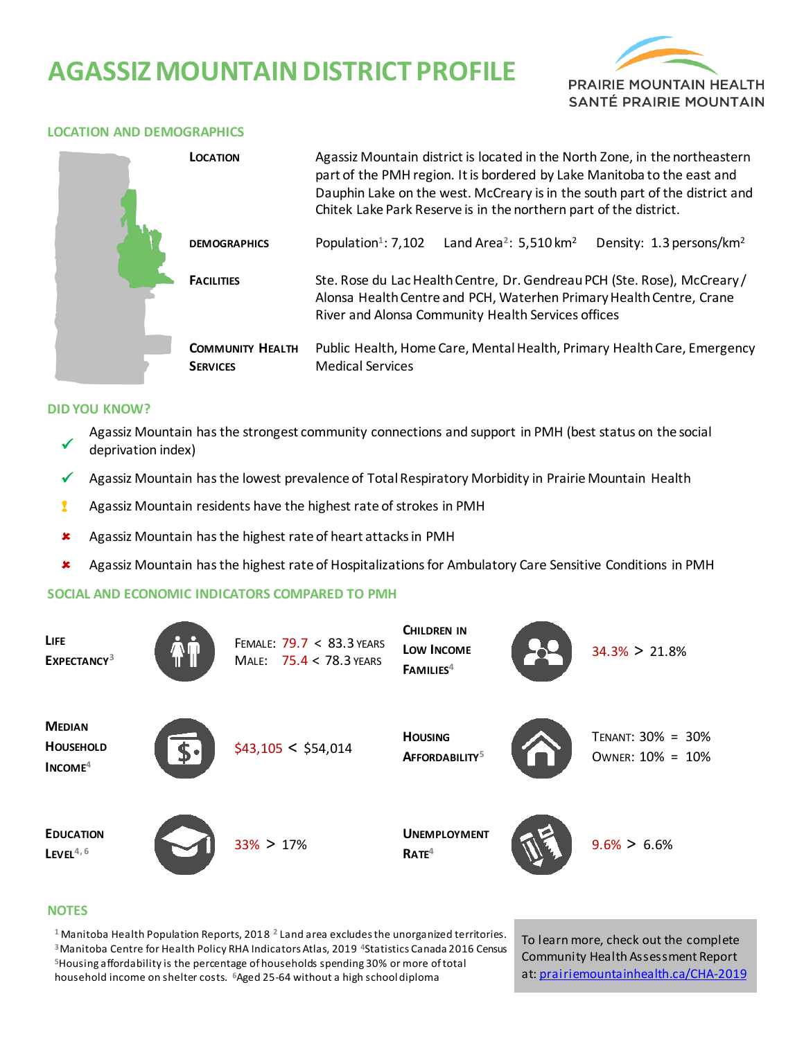# AGASSIZ MOUNTAIN DISTRICT PROFILE

PRAIRIE MOUNTAIN HEALTH
SANTÉ PRAIRIE MOUNTAIN

## LOCATION AND DEMOGRAPHICS

**LOCATION**

Agassiz Mountain district is located in the North Zone, in the northeastern part of the PMH region. It is bordered by Lake Manitoba to the east and Dauphin Lake on the west. McCreary is in the south part of the district and Chitek Lake Park Reserve is in the northern part of the district.

**DEMOGRAPHICS**

Population[1]: 7,102 Land Area[2]: 5,510 km$^2$ Density: 1.3 persons/km$^2$

**FACILITIES**

Ste. Rose du Lac Health Centre, Dr. Gendreau PCH (Ste. Rose), McCreary/Alonsa Health Centre and PCH, Waterhen Primary Health Centre, Crane River and Alonsa Community Health Services offices

**COMMUNITY HEALTH SERVICES**

Public Health, Home Care, Mental Health, Primary Health Care, Emergency Medical Services

## DID YOU KNOW?

- ✓ Agassiz Mountain has the strongest community connections and support in PMH (best status on the social deprivation index)
- ✓ Agassiz Mountain has the lowest prevalence of Total Respiratory Morbidity in Prairie Mountain Health
- ! Agassiz Mountain residents have the highest rate of strokes in PMH
- ✘ Agassiz Mountain has the highest rate of heart attacks in PMH
- ✘ Agassiz Mountain has the highest rate of Hospitalizations for Ambulatory Care Sensitive Conditions in PMH

## SOCIAL AND ECONOMIC INDICATORS COMPARED TO PMH

| Indicator | Agassiz Mountain vs PMH | Indicator | Agassiz Mountain vs PMH |
|---|---|---|---|
| **Life Expectancy**[3] | Female: 79.7 < 83.3 years<br>Male: 75.4 < 78.3 years | **Children in Low Income Families**[4] | 34.3% > 21.8% |
| **Median Household Income**[4] | $43,105 < $54,014 | **Housing Affordability**[5] | Tenant: 30% = 30%<br>Owner: 10% = 10% |
| **Education Level**[4, 6] | 33% > 17% | **Unemployment Rate**[4] | 9.6% > 6.6% |

## NOTES

[1] Manitoba Health Population Reports, 2018 [2] Land area excludes the unorganized territories. [3] Manitoba Centre for Health Policy RHA Indicators Atlas, 2019 [4] Statistics Canada 2016 Census [5] Housing affordability is the percentage of households spending 30% or more of total household income on shelter costs. [6] Aged 25-64 without a high school diploma

To learn more, check out the complete Community Health Assessment Report at: prairiemountainhealth.ca/CHA-2019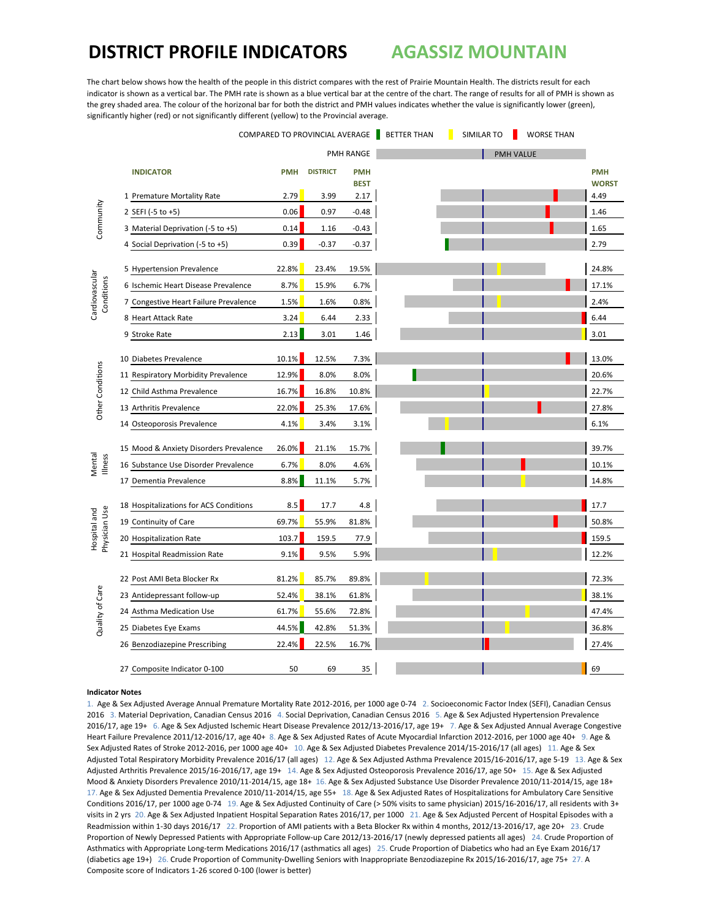# DISTRICT PROFILE INDICATORS AGASSIZ MOUNTAIN

The chart below shows how the health of the people in this district compares with the rest of Prairie Mountain Health. The districts result for each indicator is shown as a vertical bar. The PMH rate is shown as a blue vertical bar at the centre of the chart. The range of results for all of PMH is shown as the grey shaded area. The colour of the horizonal bar for both the district and PMH values indicates whether the value is significantly lower (green), significantly higher (red) or not significantly different (yellow) to the Provincial average.

COMPARED TO PROVINCIAL AVERAGE: BETTER THAN / SIMILAR TO / WORSE THAN

PMH RANGE | PMH VALUE

| | INDICATOR | PMH | DISTRICT | PMH BEST | PMH WORST |
|---|---|---|---|---|---|
| Community | 1 Premature Mortality Rate | 2.79 | 3.99 | 2.17 | 4.49 |
| | 2 SEFI (-5 to +5) | 0.06 | 0.97 | -0.48 | 1.46 |
| | 3 Material Deprivation (-5 to +5) | 0.14 | 1.16 | -0.43 | 1.65 |
| | 4 Social Deprivation (-5 to +5) | 0.39 | -0.37 | -0.37 | 2.79 |
| Cardiovascular Conditions | 5 Hypertension Prevalence | 22.8% | 23.4% | 19.5% | 24.8% |
| | 6 Ischemic Heart Disease Prevalence | 8.7% | 15.9% | 6.7% | 17.1% |
| | 7 Congestive Heart Failure Prevalence | 1.5% | 1.6% | 0.8% | 2.4% |
| | 8 Heart Attack Rate | 3.24 | 6.44 | 2.33 | 6.44 |
| | 9 Stroke Rate | 2.13 | 3.01 | 1.46 | 3.01 |
| Other Conditions | 10 Diabetes Prevalence | 10.1% | 12.5% | 7.3% | 13.0% |
| | 11 Respiratory Morbidity Prevalence | 12.9% | 8.0% | 8.0% | 20.6% |
| | 12 Child Asthma Prevalence | 16.7% | 16.8% | 10.8% | 22.7% |
| | 13 Arthritis Prevalence | 22.0% | 25.3% | 17.6% | 27.8% |
| | 14 Osteoporosis Prevalence | 4.1% | 3.4% | 3.1% | 6.1% |
| Mental Illness | 15 Mood & Anxiety Disorders Prevalence | 26.0% | 21.1% | 15.7% | 39.7% |
| | 16 Substance Use Disorder Prevalence | 6.7% | 8.0% | 4.6% | 10.1% |
| | 17 Dementia Prevalence | 8.8% | 11.1% | 5.7% | 14.8% |
| Hospital and Physician Use | 18 Hospitalizations for ACS Conditions | 8.5 | 17.7 | 4.8 | 17.7 |
| | 19 Continuity of Care | 69.7% | 55.9% | 81.8% | 50.8% |
| | 20 Hospitalization Rate | 103.7 | 159.5 | 77.9 | 159.5 |
| | 21 Hospital Readmission Rate | 9.1% | 9.5% | 5.9% | 12.2% |
| Quality of Care | 22 Post AMI Beta Blocker Rx | 81.2% | 85.7% | 89.8% | 72.3% |
| | 23 Antidepressant follow-up | 52.4% | 38.1% | 61.8% | 38.1% |
| | 24 Asthma Medication Use | 61.7% | 55.6% | 72.8% | 47.4% |
| | 25 Diabetes Eye Exams | 44.5% | 42.8% | 51.3% | 36.8% |
| | 26 Benzodiazepine Prescribing | 22.4% | 22.5% | 16.7% | 27.4% |
| | 27 Composite Indicator 0-100 | 50 | 69 | 35 | 69 |

**Indicator Notes**

1. Age & Sex Adjusted Average Annual Premature Mortality Rate 2012-2016, per 1000 age 0-74 2. Socioeconomic Factor Index (SEFI), Canadian Census 2016 3. Material Deprivation, Canadian Census 2016 4. Social Deprivation, Canadian Census 2016 5. Age & Sex Adjusted Hypertension Prevalence 2016/17, age 19+ 6. Age & Sex Adjusted Ischemic Heart Disease Prevalence 2012/13-2016/17, age 19+ 7. Age & Sex Adjusted Annual Average Congestive Heart Failure Prevalence 2011/12-2016/17, age 40+ 8. Age & Sex Adjusted Rates of Acute Myocardial Infarction 2012-2016, per 1000 age 40+ 9. Age & Sex Adjusted Rates of Stroke 2012-2016, per 1000 age 40+ 10. Age & Sex Adjusted Diabetes Prevalence 2014/15-2016/17 (all ages) 11. Age & Sex Adjusted Total Respiratory Morbidity Prevalence 2016/17 (all ages) 12. Age & Sex Adjusted Asthma Prevalence 2015/16-2016/17, age 5-19 13. Age & Sex Adjusted Arthritis Prevalence 2015/16-2016/17, age 19+ 14. Age & Sex Adjusted Osteoporosis Prevalence 2016/17, age 50+ 15. Age & Sex Adjusted Mood & Anxiety Disorders Prevalence 2010/11-2014/15, age 18+ 16. Age & Sex Adjusted Substance Use Disorder Prevalence 2010/11-2014/15, age 18+ 17. Age & Sex Adjusted Dementia Prevalence 2010/11-2014/15, age 55+ 18. Age & Sex Adjusted Rates of Hospitalizations for Ambulatory Care Sensitive Conditions 2016/17, per 1000 age 0-74 19. Age & Sex Adjusted Continuity of Care (> 50% visits to same physician) 2015/16-2016/17, all residents with 3+ visits in 2 yrs 20. Age & Sex Adjusted Inpatient Hospital Separation Rates 2016/17, per 1000 21. Age & Sex Adjusted Percent of Hospital Episodes with a Readmission within 1-30 days 2016/17 22. Proportion of AMI patients with a Beta Blocker Rx within 4 months, 2012/13-2016/17, age 20+ 23. Crude Proportion of Newly Depressed Patients with Appropriate Follow-up Care 2012/13-2016/17 (newly depressed patients all ages) 24. Crude Proportion of Asthmatics with Appropriate Long-term Medications 2016/17 (asthmatics all ages) 25. Crude Proportion of Diabetics who had an Eye Exam 2016/17 (diabetics age 19+) 26. Crude Proportion of Community-Dwelling Seniors with Inappropriate Benzodiazepine Rx 2015/16-2016/17, age 75+ 27. A Composite score of Indicators 1-26 scored 0-100 (lower is better)